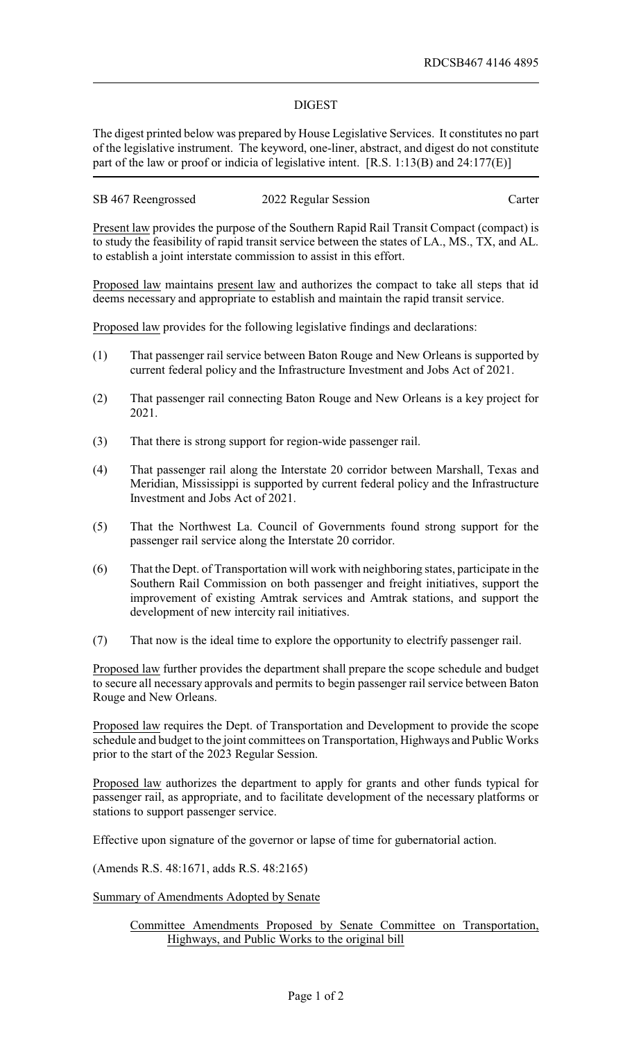RDCSB467 4146 4895

# DIGEST

The digest printed below was prepared by House Legislative Services. It constitutes no part of the legislative instrument. The keyword, one-liner, abstract, and digest do not constitute part of the law or proof or indicia of legislative intent. [R.S. 1:13(B) and 24:177(E)]

SB 467 Reengrossed 2022 Regular Session Carter

Present law provides the purpose of the Southern Rapid Rail Transit Compact (compact) is to study the feasibility of rapid transit service between the states of LA., MS., TX, and AL. to establish a joint interstate commission to assist in this effort.

Proposed law maintains present law and authorizes the compact to take all steps that id deems necessary and appropriate to establish and maintain the rapid transit service.

Proposed law provides for the following legislative findings and declarations:

(1) That passenger rail service between Baton Rouge and New Orleans is supported by current federal policy and the Infrastructure Investment and Jobs Act of 2021.

(2) That passenger rail connecting Baton Rouge and New Orleans is a key project for 2021.

(3) That there is strong support for region-wide passenger rail.

(4) That passenger rail along the Interstate 20 corridor between Marshall, Texas and Meridian, Mississippi is supported by current federal policy and the Infrastructure Investment and Jobs Act of 2021.

(5) That the Northwest La. Council of Governments found strong support for the passenger rail service along the Interstate 20 corridor.

(6) That the Dept. of Transportation will work with neighboring states, participate in the Southern Rail Commission on both passenger and freight initiatives, support the improvement of existing Amtrak services and Amtrak stations, and support the development of new intercity rail initiatives.

(7) That now is the ideal time to explore the opportunity to electrify passenger rail.

Proposed law further provides the department shall prepare the scope schedule and budget to secure all necessary approvals and permits to begin passenger rail service between Baton Rouge and New Orleans.

Proposed law requires the Dept. of Transportation and Development to provide the scope schedule and budget to the joint committees on Transportation, Highways and Public Works prior to the start of the 2023 Regular Session.

Proposed law authorizes the department to apply for grants and other funds typical for passenger rail, as appropriate, and to facilitate development of the necessary platforms or stations to support passenger service.

Effective upon signature of the governor or lapse of time for gubernatorial action.

(Amends R.S. 48:1671, adds R.S. 48:2165)

Summary of Amendments Adopted by Senate

Committee Amendments Proposed by Senate Committee on Transportation, Highways, and Public Works to the original bill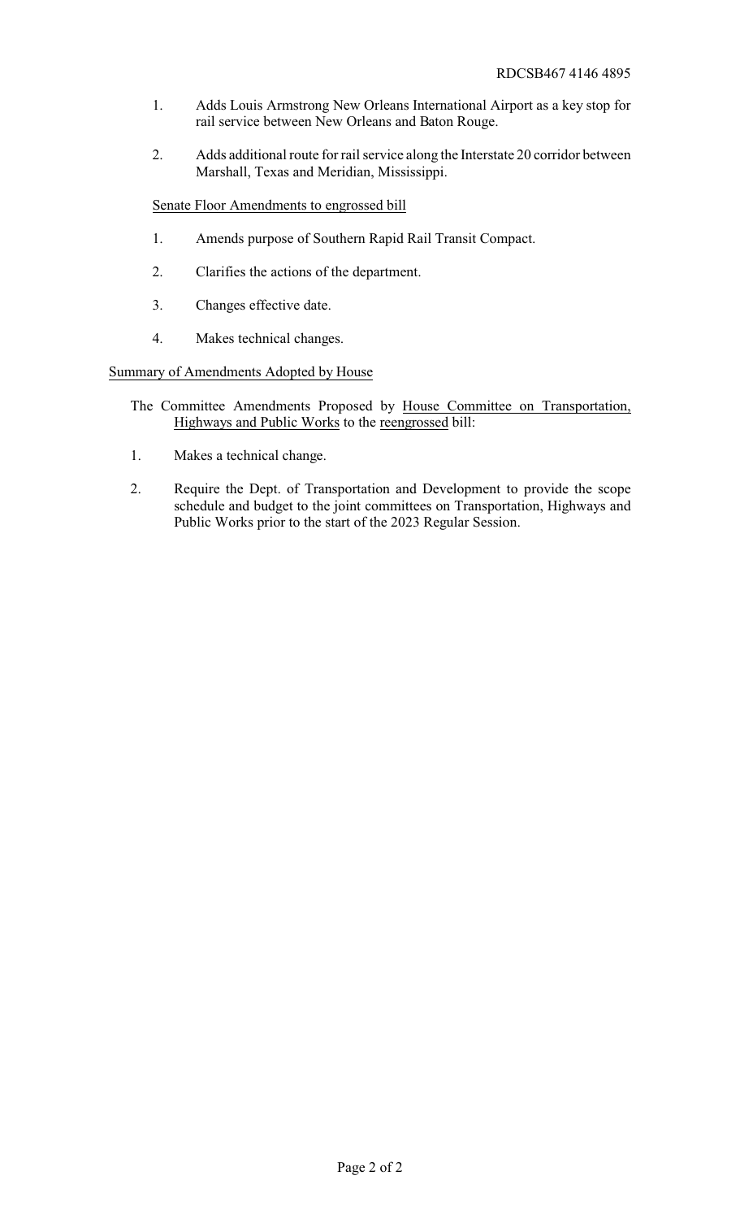RDCSB467 4146 4895

1. Adds Louis Armstrong New Orleans International Airport as a key stop for rail service between New Orleans and Baton Rouge.

2. Adds additional route for rail service along the Interstate 20 corridor between Marshall, Texas and Meridian, Mississippi.

Senate Floor Amendments to engrossed bill

1. Amends purpose of Southern Rapid Rail Transit Compact.

2. Clarifies the actions of the department.

3. Changes effective date.

4. Makes technical changes.

Summary of Amendments Adopted by House

The Committee Amendments Proposed by House Committee on Transportation, Highways and Public Works to the reengrossed bill:

1. Makes a technical change.

2. Require the Dept. of Transportation and Development to provide the scope schedule and budget to the joint committees on Transportation, Highways and Public Works prior to the start of the 2023 Regular Session.